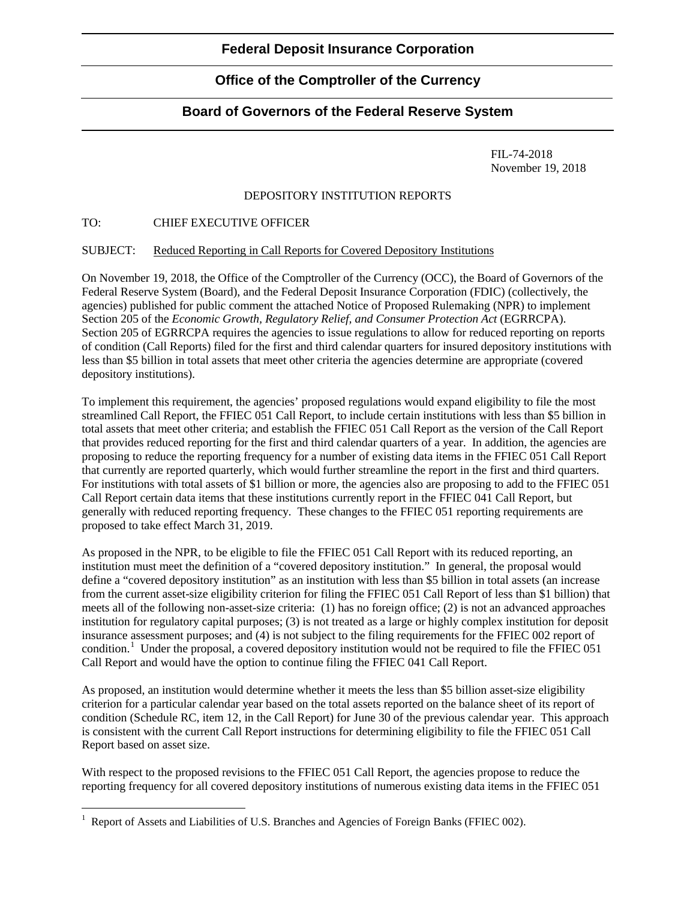**Federal Deposit Insurance Corporation**

**Office of the Comptroller of the Currency**

**Board of Governors of the Federal Reserve System**

FIL-74-2018
November 19, 2018

DEPOSITORY INSTITUTION REPORTS

TO: CHIEF EXECUTIVE OFFICER

SUBJECT: Reduced Reporting in Call Reports for Covered Depository Institutions

On November 19, 2018, the Office of the Comptroller of the Currency (OCC), the Board of Governors of the Federal Reserve System (Board), and the Federal Deposit Insurance Corporation (FDIC) (collectively, the agencies) published for public comment the attached Notice of Proposed Rulemaking (NPR) to implement Section 205 of the *Economic Growth, Regulatory Relief, and Consumer Protection Act* (EGRRCPA). Section 205 of EGRRCPA requires the agencies to issue regulations to allow for reduced reporting on reports of condition (Call Reports) filed for the first and third calendar quarters for insured depository institutions with less than $5 billion in total assets that meet other criteria the agencies determine are appropriate (covered depository institutions).

To implement this requirement, the agencies' proposed regulations would expand eligibility to file the most streamlined Call Report, the FFIEC 051 Call Report, to include certain institutions with less than $5 billion in total assets that meet other criteria; and establish the FFIEC 051 Call Report as the version of the Call Report that provides reduced reporting for the first and third calendar quarters of a year. In addition, the agencies are proposing to reduce the reporting frequency for a number of existing data items in the FFIEC 051 Call Report that currently are reported quarterly, which would further streamline the report in the first and third quarters. For institutions with total assets of $1 billion or more, the agencies also are proposing to add to the FFIEC 051 Call Report certain data items that these institutions currently report in the FFIEC 041 Call Report, but generally with reduced reporting frequency. These changes to the FFIEC 051 reporting requirements are proposed to take effect March 31, 2019.

As proposed in the NPR, to be eligible to file the FFIEC 051 Call Report with its reduced reporting, an institution must meet the definition of a "covered depository institution." In general, the proposal would define a "covered depository institution" as an institution with less than $5 billion in total assets (an increase from the current asset-size eligibility criterion for filing the FFIEC 051 Call Report of less than $1 billion) that meets all of the following non-asset-size criteria: (1) has no foreign office; (2) is not an advanced approaches institution for regulatory capital purposes; (3) is not treated as a large or highly complex institution for deposit insurance assessment purposes; and (4) is not subject to the filing requirements for the FFIEC 002 report of condition.[1] Under the proposal, a covered depository institution would not be required to file the FFIEC 051 Call Report and would have the option to continue filing the FFIEC 041 Call Report.

As proposed, an institution would determine whether it meets the less than $5 billion asset-size eligibility criterion for a particular calendar year based on the total assets reported on the balance sheet of its report of condition (Schedule RC, item 12, in the Call Report) for June 30 of the previous calendar year. This approach is consistent with the current Call Report instructions for determining eligibility to file the FFIEC 051 Call Report based on asset size.

With respect to the proposed revisions to the FFIEC 051 Call Report, the agencies propose to reduce the reporting frequency for all covered depository institutions of numerous existing data items in the FFIEC 051

[1] Report of Assets and Liabilities of U.S. Branches and Agencies of Foreign Banks (FFIEC 002).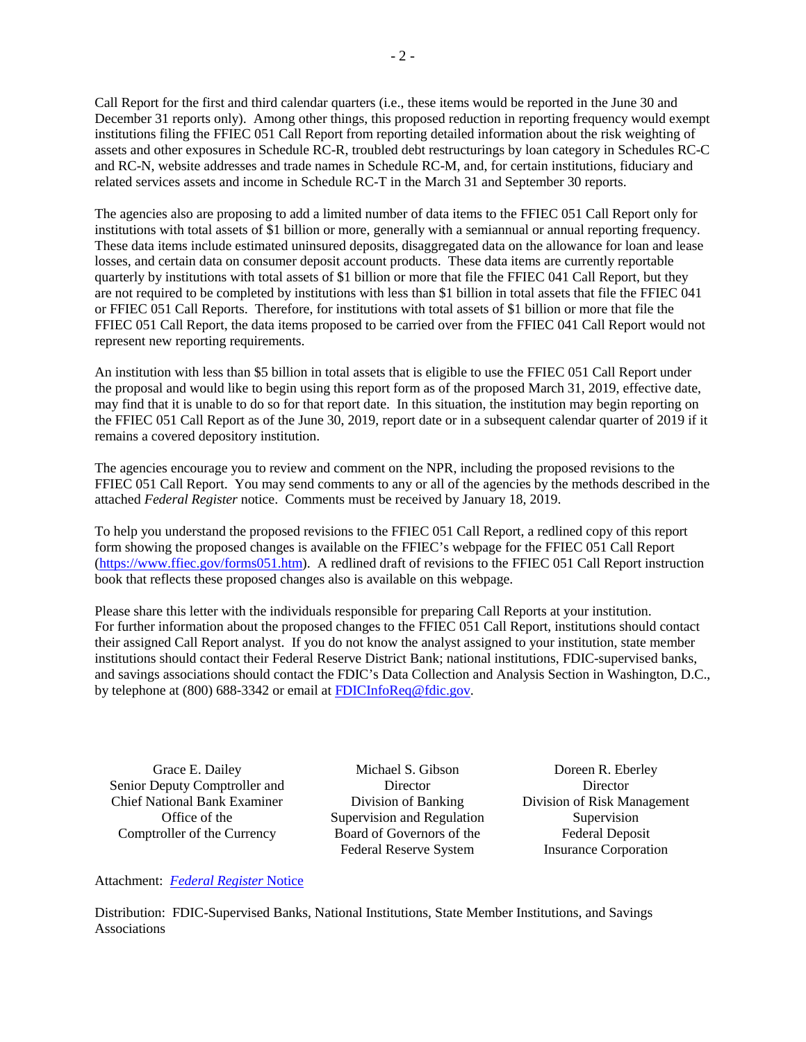Call Report for the first and third calendar quarters (i.e., these items would be reported in the June 30 and December 31 reports only). Among other things, this proposed reduction in reporting frequency would exempt institutions filing the FFIEC 051 Call Report from reporting detailed information about the risk weighting of assets and other exposures in Schedule RC-R, troubled debt restructurings by loan category in Schedules RC-C and RC-N, website addresses and trade names in Schedule RC-M, and, for certain institutions, fiduciary and related services assets and income in Schedule RC-T in the March 31 and September 30 reports.

The agencies also are proposing to add a limited number of data items to the FFIEC 051 Call Report only for institutions with total assets of $1 billion or more, generally with a semiannual or annual reporting frequency. These data items include estimated uninsured deposits, disaggregated data on the allowance for loan and lease losses, and certain data on consumer deposit account products. These data items are currently reportable quarterly by institutions with total assets of $1 billion or more that file the FFIEC 041 Call Report, but they are not required to be completed by institutions with less than $1 billion in total assets that file the FFIEC 041 or FFIEC 051 Call Reports. Therefore, for institutions with total assets of $1 billion or more that file the FFIEC 051 Call Report, the data items proposed to be carried over from the FFIEC 041 Call Report would not represent new reporting requirements.

An institution with less than $5 billion in total assets that is eligible to use the FFIEC 051 Call Report under the proposal and would like to begin using this report form as of the proposed March 31, 2019, effective date, may find that it is unable to do so for that report date. In this situation, the institution may begin reporting on the FFIEC 051 Call Report as of the June 30, 2019, report date or in a subsequent calendar quarter of 2019 if it remains a covered depository institution.

The agencies encourage you to review and comment on the NPR, including the proposed revisions to the FFIEC 051 Call Report. You may send comments to any or all of the agencies by the methods described in the attached *Federal Register* notice. Comments must be received by January 18, 2019.

To help you understand the proposed revisions to the FFIEC 051 Call Report, a redlined copy of this report form showing the proposed changes is available on the FFIEC's webpage for the FFIEC 051 Call Report (https://www.ffiec.gov/forms051.htm). A redlined draft of revisions to the FFIEC 051 Call Report instruction book that reflects these proposed changes also is available on this webpage.

Please share this letter with the individuals responsible for preparing Call Reports at your institution. For further information about the proposed changes to the FFIEC 051 Call Report, institutions should contact their assigned Call Report analyst. If you do not know the analyst assigned to your institution, state member institutions should contact their Federal Reserve District Bank; national institutions, FDIC-supervised banks, and savings associations should contact the FDIC's Data Collection and Analysis Section in Washington, D.C., by telephone at (800) 688-3342 or email at FDICInfoReq@fdic.gov.

Grace E. Dailey
Senior Deputy Comptroller and
Chief National Bank Examiner
Office of the
Comptroller of the Currency

Michael S. Gibson
Director
Division of Banking
Supervision and Regulation
Board of Governors of the
Federal Reserve System

Doreen R. Eberley
Director
Division of Risk Management
Supervision
Federal Deposit
Insurance Corporation

Attachment: *Federal Register* Notice

Distribution: FDIC-Supervised Banks, National Institutions, State Member Institutions, and Savings Associations